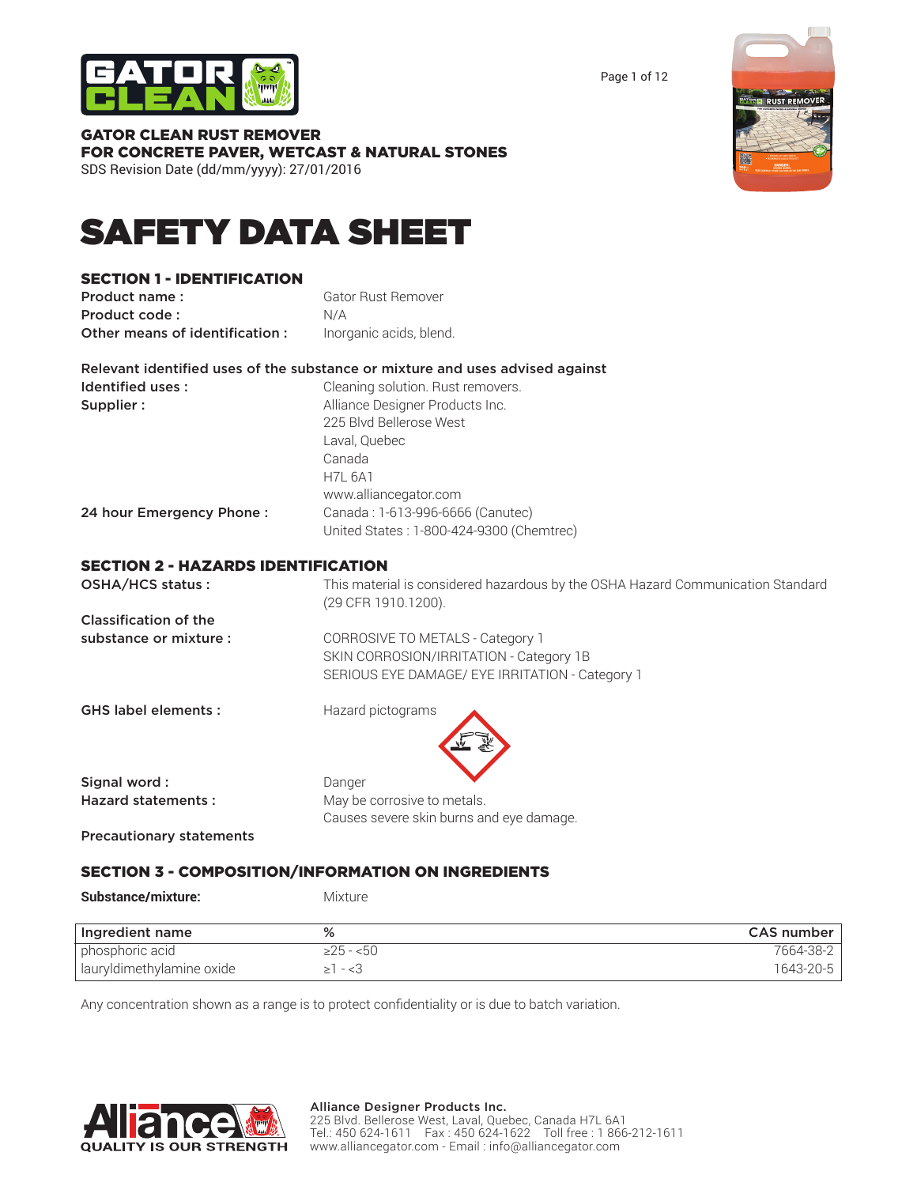**GATOR CLEAN RUST REMOVER**
**FOR CONCRETE PAVER, WETCAST & NATURAL STONES**
SDS Revision Date (dd/mm/yyyy): 27/01/2016

# SAFETY DATA SHEET

## SECTION 1 - IDENTIFICATION

**Product name :** Gator Rust Remover
**Product code :** N/A
**Other means of identification :** Inorganic acids, blend.

**Relevant identified uses of the substance or mixture and uses advised against**

**Identified uses :** Cleaning solution. Rust removers.
**Supplier :** Alliance Designer Products Inc.
225 Blvd Bellerose West
Laval, Quebec
Canada
H7L 6A1
www.alliancegator.com
**24 hour Emergency Phone :** Canada : 1-613-996-6666 (Canutec)
United States : 1-800-424-9300 (Chemtrec)

## SECTION 2 - HAZARDS IDENTIFICATION

**OSHA/HCS status :** This material is considered hazardous by the OSHA Hazard Communication Standard (29 CFR 1910.1200).

**Classification of the substance or mixture :**
CORROSIVE TO METALS - Category 1
SKIN CORROSION/IRRITATION - Category 1B
SERIOUS EYE DAMAGE/ EYE IRRITATION - Category 1

**GHS label elements :** Hazard pictograms

**Signal word :** Danger
**Hazard statements :** May be corrosive to metals.
Causes severe skin burns and eye damage.

**Precautionary statements**

## SECTION 3 - COMPOSITION/INFORMATION ON INGREDIENTS

**Substance/mixture:** Mixture

| Ingredient name | % | CAS number |
|---|---|---|
| phosphoric acid | ≥25 - <50 | 7664-38-2 |
| lauryldimethylamine oxide | ≥1 - <3 | 1643-20-5 |

Any concentration shown as a range is to protect confidentiality or is due to batch variation.

**Alliance Designer Products Inc.**
225 Blvd. Bellerose West, Laval, Quebec, Canada H7L 6A1
Tel.: 450 624-1611 Fax : 450 624-1622 Toll free : 1 866-212-1611
www.alliancegator.com - Email : info@alliancegator.com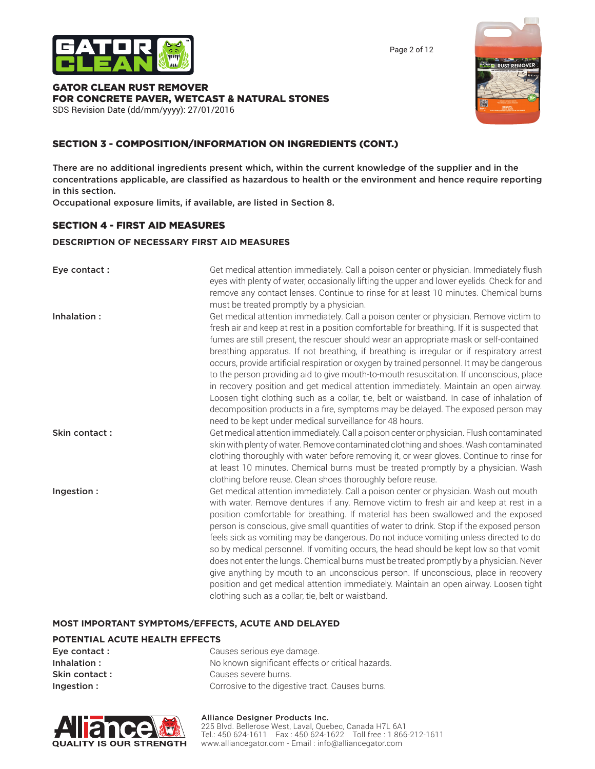## SECTION 3 - COMPOSITION/INFORMATION ON INGREDIENTS (CONT.)

**There are no additional ingredients present which, within the current knowledge of the supplier and in the concentrations applicable, are classified as hazardous to health or the environment and hence require reporting in this section.**
**Occupational exposure limits, if available, are listed in Section 8.**

## SECTION 4 - FIRST AID MEASURES

### DESCRIPTION OF NECESSARY FIRST AID MEASURES

| | |
|---|---|
| **Eye contact :** | Get medical attention immediately. Call a poison center or physician. Immediately flush eyes with plenty of water, occasionally lifting the upper and lower eyelids. Check for and remove any contact lenses. Continue to rinse for at least 10 minutes. Chemical burns must be treated promptly by a physician. |
| **Inhalation :** | Get medical attention immediately. Call a poison center or physician. Remove victim to fresh air and keep at rest in a position comfortable for breathing. If it is suspected that fumes are still present, the rescuer should wear an appropriate mask or self-contained breathing apparatus. If not breathing, if breathing is irregular or if respiratory arrest occurs, provide artificial respiration or oxygen by trained personnel. It may be dangerous to the person providing aid to give mouth-to-mouth resuscitation. If unconscious, place in recovery position and get medical attention immediately. Maintain an open airway. Loosen tight clothing such as a collar, tie, belt or waistband. In case of inhalation of decomposition products in a fire, symptoms may be delayed. The exposed person may need to be kept under medical surveillance for 48 hours. |
| **Skin contact :** | Get medical attention immediately. Call a poison center or physician. Flush contaminated skin with plenty of water. Remove contaminated clothing and shoes. Wash contaminated clothing thoroughly with water before removing it, or wear gloves. Continue to rinse for at least 10 minutes. Chemical burns must be treated promptly by a physician. Wash clothing before reuse. Clean shoes thoroughly before reuse. |
| **Ingestion :** | Get medical attention immediately. Call a poison center or physician. Wash out mouth with water. Remove dentures if any. Remove victim to fresh air and keep at rest in a position comfortable for breathing. If material has been swallowed and the exposed person is conscious, give small quantities of water to drink. Stop if the exposed person feels sick as vomiting may be dangerous. Do not induce vomiting unless directed to do so by medical personnel. If vomiting occurs, the head should be kept low so that vomit does not enter the lungs. Chemical burns must be treated promptly by a physician. Never give anything by mouth to an unconscious person. If unconscious, place in recovery position and get medical attention immediately. Maintain an open airway. Loosen tight clothing such as a collar, tie, belt or waistband. |

### MOST IMPORTANT SYMPTOMS/EFFECTS, ACUTE AND DELAYED

### POTENTIAL ACUTE HEALTH EFFECTS

| | |
|---|---|
| **Eye contact :** | Causes serious eye damage. |
| **Inhalation :** | No known significant effects or critical hazards. |
| **Skin contact :** | Causes severe burns. |
| **Ingestion :** | Corrosive to the digestive tract. Causes burns. |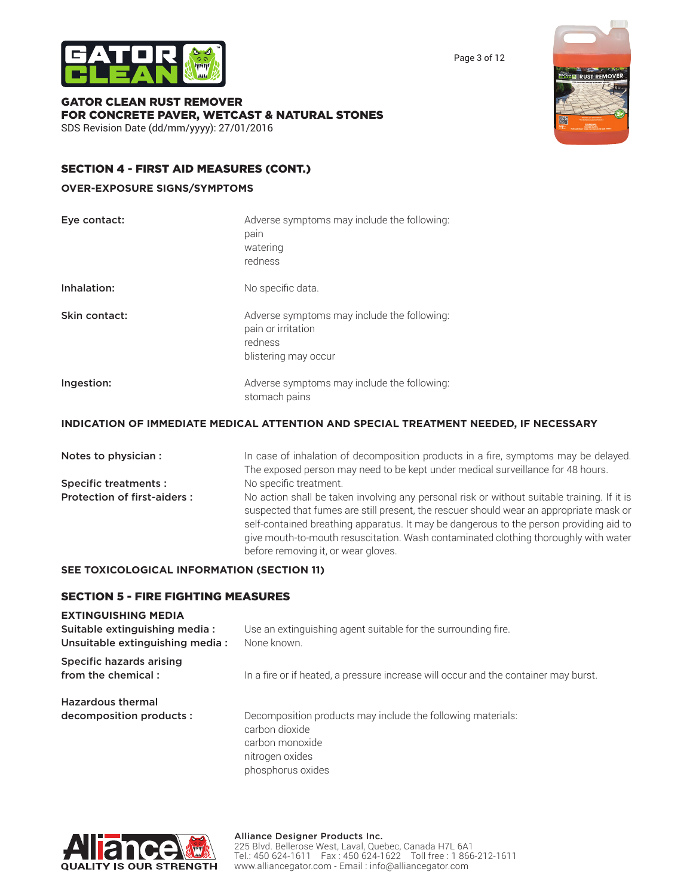## SECTION 4 - FIRST AID MEASURES (CONT.)

### OVER-EXPOSURE SIGNS/SYMPTOMS

| | |
|---|---|
| **Eye contact:** | Adverse symptoms may include the following:<br>pain<br>watering<br>redness |
| **Inhalation:** | No specific data. |
| **Skin contact:** | Adverse symptoms may include the following:<br>pain or irritation<br>redness<br>blistering may occur |
| **Ingestion:** | Adverse symptoms may include the following:<br>stomach pains |

### INDICATION OF IMMEDIATE MEDICAL ATTENTION AND SPECIAL TREATMENT NEEDED, IF NECESSARY

| | |
|---|---|
| **Notes to physician :** | In case of inhalation of decomposition products in a fire, symptoms may be delayed. The exposed person may need to be kept under medical surveillance for 48 hours. |
| **Specific treatments :** | No specific treatment. |
| **Protection of first-aiders :** | No action shall be taken involving any personal risk or without suitable training. If it is suspected that fumes are still present, the rescuer should wear an appropriate mask or self-contained breathing apparatus. It may be dangerous to the person providing aid to give mouth-to-mouth resuscitation. Wash contaminated clothing thoroughly with water before removing it, or wear gloves. |

### SEE TOXICOLOGICAL INFORMATION (SECTION 11)

## SECTION 5 - FIRE FIGHTING MEASURES

### EXTINGUISHING MEDIA

| | |
|---|---|
| **Suitable extinguishing media :** | Use an extinguishing agent suitable for the surrounding fire. |
| **Unsuitable extinguishing media :** | None known. |
| **Specific hazards arising from the chemical :** | In a fire or if heated, a pressure increase will occur and the container may burst. |
| **Hazardous thermal decomposition products :** | Decomposition products may include the following materials:<br>carbon dioxide<br>carbon monoxide<br>nitrogen oxides<br>phosphorus oxides |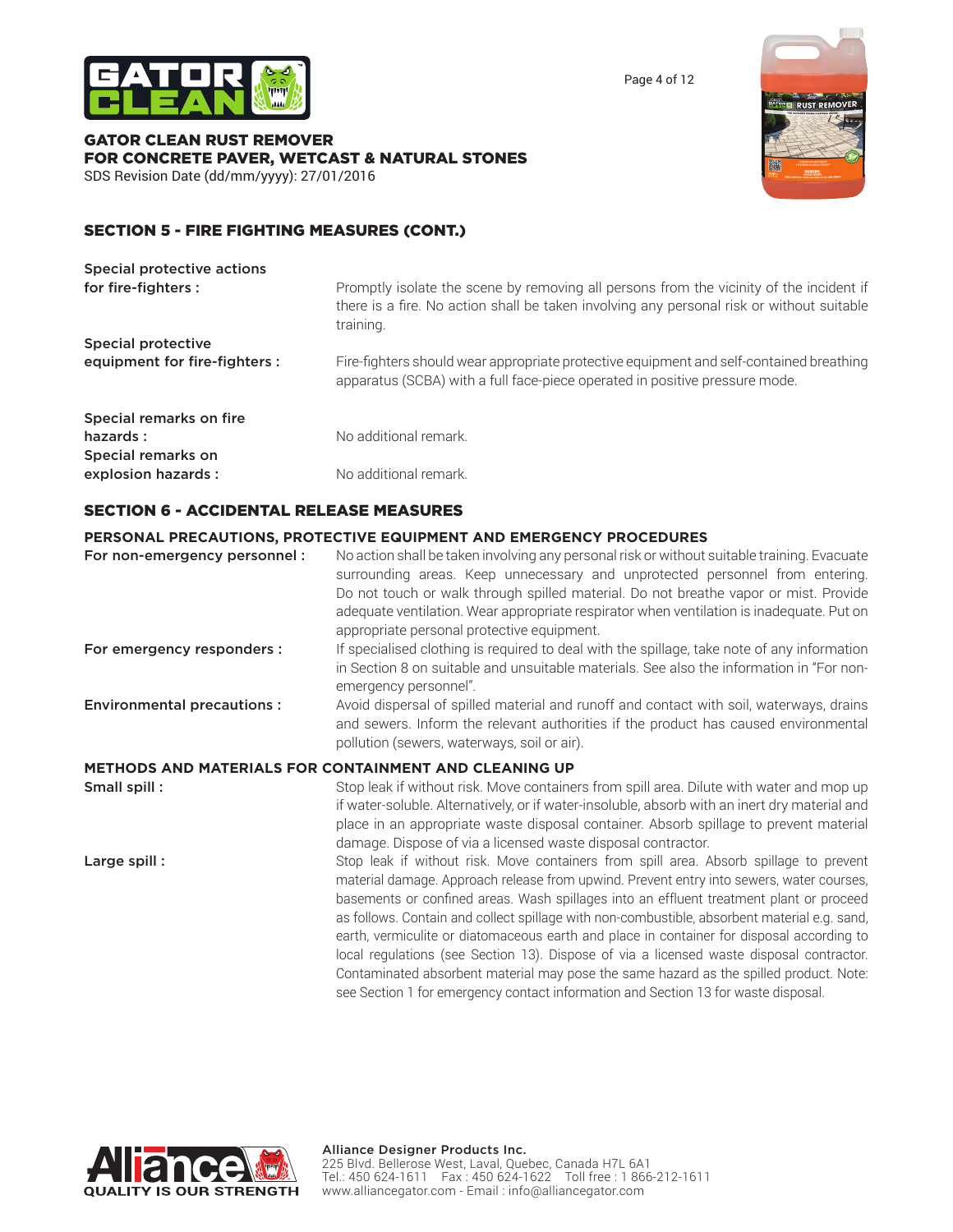## SECTION 5 - FIRE FIGHTING MEASURES (CONT.)

**Special protective actions for fire-fighters :** Promptly isolate the scene by removing all persons from the vicinity of the incident if there is a fire. No action shall be taken involving any personal risk or without suitable training.

**Special protective equipment for fire-fighters :** Fire-fighters should wear appropriate protective equipment and self-contained breathing apparatus (SCBA) with a full face-piece operated in positive pressure mode.

**Special remarks on fire hazards :** No additional remark.

**Special remarks on explosion hazards :** No additional remark.

## SECTION 6 - ACCIDENTAL RELEASE MEASURES

### PERSONAL PRECAUTIONS, PROTECTIVE EQUIPMENT AND EMERGENCY PROCEDURES

**For non-emergency personnel :** No action shall be taken involving any personal risk or without suitable training. Evacuate surrounding areas. Keep unnecessary and unprotected personnel from entering. Do not touch or walk through spilled material. Do not breathe vapor or mist. Provide adequate ventilation. Wear appropriate respirator when ventilation is inadequate. Put on appropriate personal protective equipment.

**For emergency responders :** If specialised clothing is required to deal with the spillage, take note of any information in Section 8 on suitable and unsuitable materials. See also the information in "For non-emergency personnel".

**Environmental precautions :** Avoid dispersal of spilled material and runoff and contact with soil, waterways, drains and sewers. Inform the relevant authorities if the product has caused environmental pollution (sewers, waterways, soil or air).

### METHODS AND MATERIALS FOR CONTAINMENT AND CLEANING UP

**Small spill :** Stop leak if without risk. Move containers from spill area. Dilute with water and mop up if water-soluble. Alternatively, or if water-insoluble, absorb with an inert dry material and place in an appropriate waste disposal container. Absorb spillage to prevent material damage. Dispose of via a licensed waste disposal contractor.

**Large spill :** Stop leak if without risk. Move containers from spill area. Absorb spillage to prevent material damage. Approach release from upwind. Prevent entry into sewers, water courses, basements or confined areas. Wash spillages into an effluent treatment plant or proceed as follows. Contain and collect spillage with non-combustible, absorbent material e.g. sand, earth, vermiculite or diatomaceous earth and place in container for disposal according to local regulations (see Section 13). Dispose of via a licensed waste disposal contractor. Contaminated absorbent material may pose the same hazard as the spilled product. Note: see Section 1 for emergency contact information and Section 13 for waste disposal.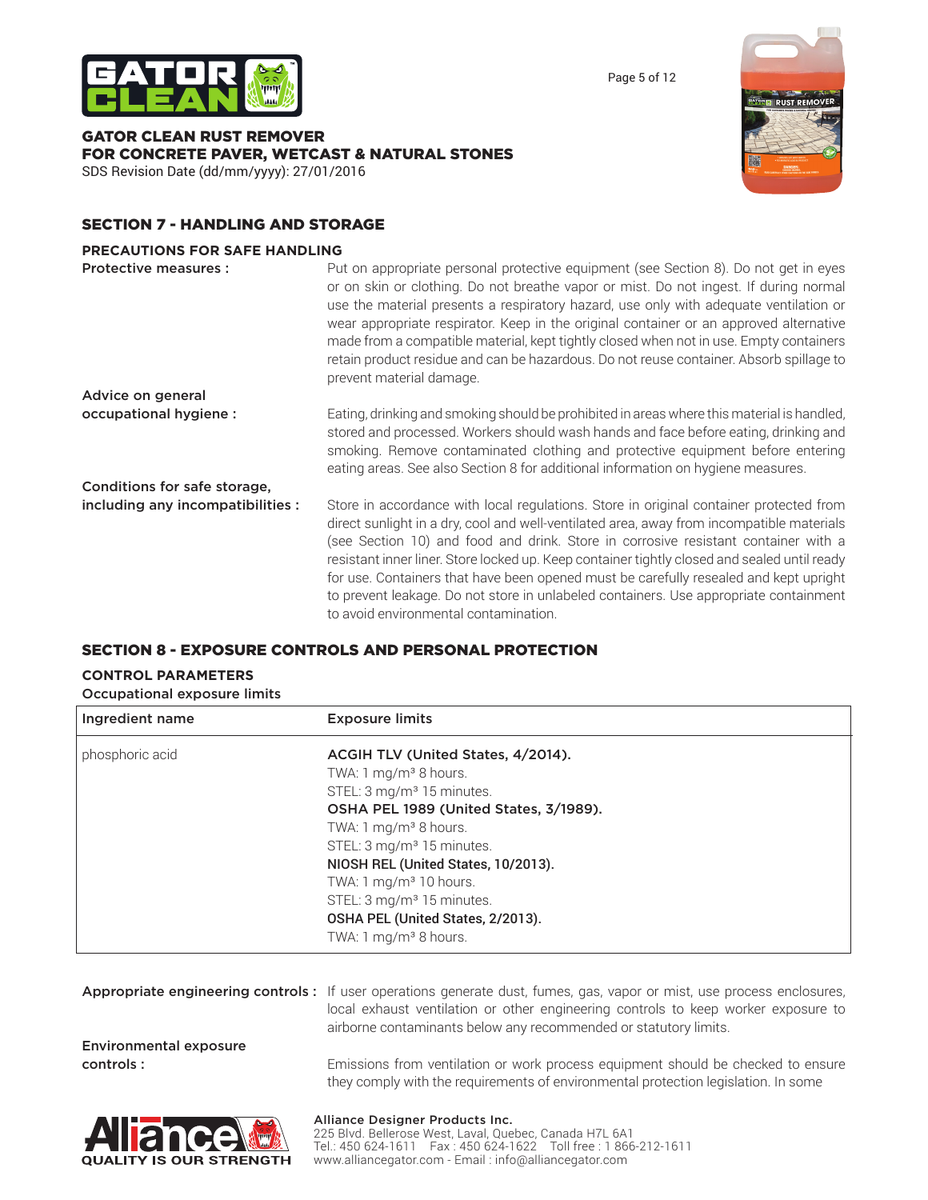## SECTION 7 - HANDLING AND STORAGE

### PRECAUTIONS FOR SAFE HANDLING

**Protective measures :** Put on appropriate personal protective equipment (see Section 8). Do not get in eyes or on skin or clothing. Do not breathe vapor or mist. Do not ingest. If during normal use the material presents a respiratory hazard, use only with adequate ventilation or wear appropriate respirator. Keep in the original container or an approved alternative made from a compatible material, kept tightly closed when not in use. Empty containers retain product residue and can be hazardous. Do not reuse container. Absorb spillage to prevent material damage.

**Advice on general occupational hygiene :** Eating, drinking and smoking should be prohibited in areas where this material is handled, stored and processed. Workers should wash hands and face before eating, drinking and smoking. Remove contaminated clothing and protective equipment before entering eating areas. See also Section 8 for additional information on hygiene measures.

**Conditions for safe storage, including any incompatibilities :** Store in accordance with local regulations. Store in original container protected from direct sunlight in a dry, cool and well-ventilated area, away from incompatible materials (see Section 10) and food and drink. Store in corrosive resistant container with a resistant inner liner. Store locked up. Keep container tightly closed and sealed until ready for use. Containers that have been opened must be carefully resealed and kept upright to prevent leakage. Do not store in unlabeled containers. Use appropriate containment to avoid environmental contamination.

## SECTION 8 - EXPOSURE CONTROLS AND PERSONAL PROTECTION

### CONTROL PARAMETERS

**Occupational exposure limits**

| Ingredient name | Exposure limits |
|---|---|
| phosphoric acid | **ACGIH TLV (United States, 4/2014).**<br>TWA: 1 mg/m³ 8 hours.<br>STEL: 3 mg/m³ 15 minutes.<br>**OSHA PEL 1989 (United States, 3/1989).**<br>TWA: 1 mg/m³ 8 hours.<br>STEL: 3 mg/m³ 15 minutes.<br>**NIOSH REL (United States, 10/2013).**<br>TWA: 1 mg/m³ 10 hours.<br>STEL: 3 mg/m³ 15 minutes.<br>**OSHA PEL (United States, 2/2013).**<br>TWA: 1 mg/m³ 8 hours. |

**Appropriate engineering controls :** If user operations generate dust, fumes, gas, vapor or mist, use process enclosures, local exhaust ventilation or other engineering controls to keep worker exposure to airborne contaminants below any recommended or statutory limits.

**Environmental exposure controls :** Emissions from ventilation or work process equipment should be checked to ensure they comply with the requirements of environmental protection legislation. In some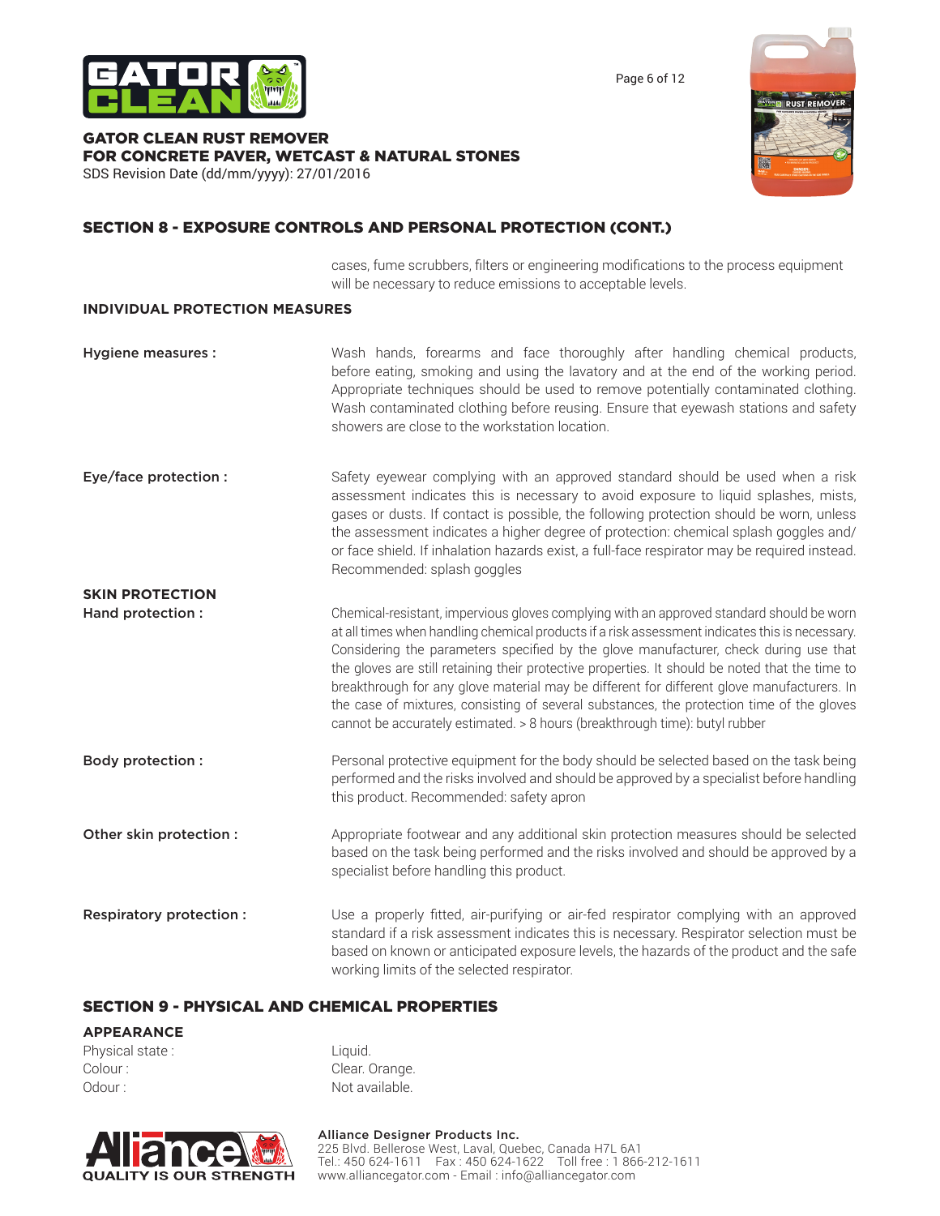## SECTION 8 - EXPOSURE CONTROLS AND PERSONAL PROTECTION (CONT.)

cases, fume scrubbers, filters or engineering modifications to the process equipment will be necessary to reduce emissions to acceptable levels.

### INDIVIDUAL PROTECTION MEASURES

**Hygiene measures :** Wash hands, forearms and face thoroughly after handling chemical products, before eating, smoking and using the lavatory and at the end of the working period. Appropriate techniques should be used to remove potentially contaminated clothing. Wash contaminated clothing before reusing. Ensure that eyewash stations and safety showers are close to the workstation location.

**Eye/face protection :** Safety eyewear complying with an approved standard should be used when a risk assessment indicates this is necessary to avoid exposure to liquid splashes, mists, gases or dusts. If contact is possible, the following protection should be worn, unless the assessment indicates a higher degree of protection: chemical splash goggles and/or face shield. If inhalation hazards exist, a full-face respirator may be required instead. Recommended: splash goggles

**SKIN PROTECTION**

**Hand protection :** Chemical-resistant, impervious gloves complying with an approved standard should be worn at all times when handling chemical products if a risk assessment indicates this is necessary. Considering the parameters specified by the glove manufacturer, check during use that the gloves are still retaining their protective properties. It should be noted that the time to breakthrough for any glove material may be different for different glove manufacturers. In the case of mixtures, consisting of several substances, the protection time of the gloves cannot be accurately estimated. > 8 hours (breakthrough time): butyl rubber

**Body protection :** Personal protective equipment for the body should be selected based on the task being performed and the risks involved and should be approved by a specialist before handling this product. Recommended: safety apron

**Other skin protection :** Appropriate footwear and any additional skin protection measures should be selected based on the task being performed and the risks involved and should be approved by a specialist before handling this product.

**Respiratory protection :** Use a properly fitted, air-purifying or air-fed respirator complying with an approved standard if a risk assessment indicates this is necessary. Respirator selection must be based on known or anticipated exposure levels, the hazards of the product and the safe working limits of the selected respirator.

## SECTION 9 - PHYSICAL AND CHEMICAL PROPERTIES

### APPEARANCE

Physical state : Liquid.

Colour : Clear. Orange.

Odour : Not available.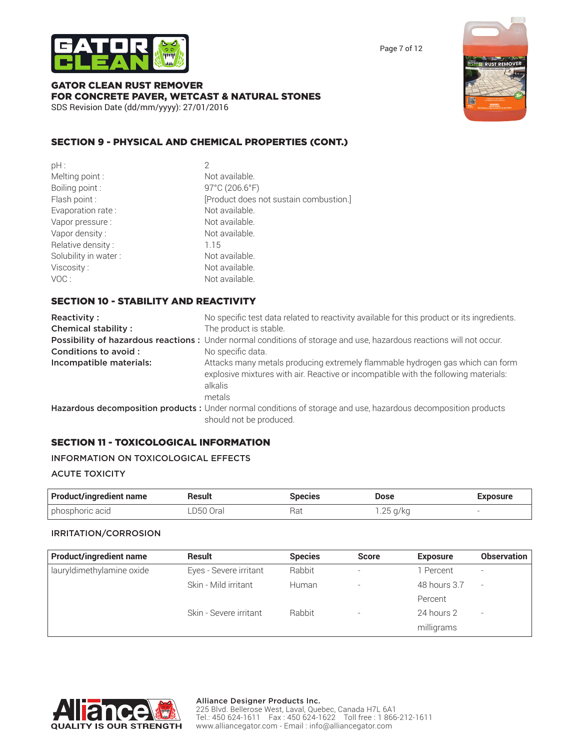## SECTION 9 - PHYSICAL AND CHEMICAL PROPERTIES (CONT.)

| | |
|---|---|
| pH : | 2 |
| Melting point : | Not available. |
| Boiling point : | 97°C (206.6°F) |
| Flash point : | [Product does not sustain combustion.] |
| Evaporation rate : | Not available. |
| Vapor pressure : | Not available. |
| Vapor density : | Not available. |
| Relative density : | 1.15 |
| Solubility in water : | Not available. |
| Viscosity : | Not available. |
| VOC : | Not available. |

## SECTION 10 - STABILITY AND REACTIVITY

**Reactivity :** No specific test data related to reactivity available for this product or its ingredients.

**Chemical stability :** The product is stable.

**Possibility of hazardous reactions :** Under normal conditions of storage and use, hazardous reactions will not occur.

**Conditions to avoid :** No specific data.

**Incompatible materials:** Attacks many metals producing extremely flammable hydrogen gas which can form explosive mixtures with air. Reactive or incompatible with the following materials:
alkalis
metals

**Hazardous decomposition products :** Under normal conditions of storage and use, hazardous decomposition products should not be produced.

## SECTION 11 - TOXICOLOGICAL INFORMATION

### INFORMATION ON TOXICOLOGICAL EFFECTS

### ACUTE TOXICITY

| Product/ingredient name | Result | Species | Dose | Exposure |
|---|---|---|---|---|
| phosphoric acid | LD50 Oral | Rat | 1.25 g/kg | - |

### IRRITATION/CORROSION

| Product/ingredient name | Result | Species | Score | Exposure | Observation |
|---|---|---|---|---|---|
| lauryldimethylamine oxide | Eyes - Severe irritant | Rabbit | - | 1 Percent | - |
| | Skin - Mild irritant | Human | - | 48 hours 3.7 Percent | - |
| | Skin - Severe irritant | Rabbit | - | 24 hours 2 milligrams | - |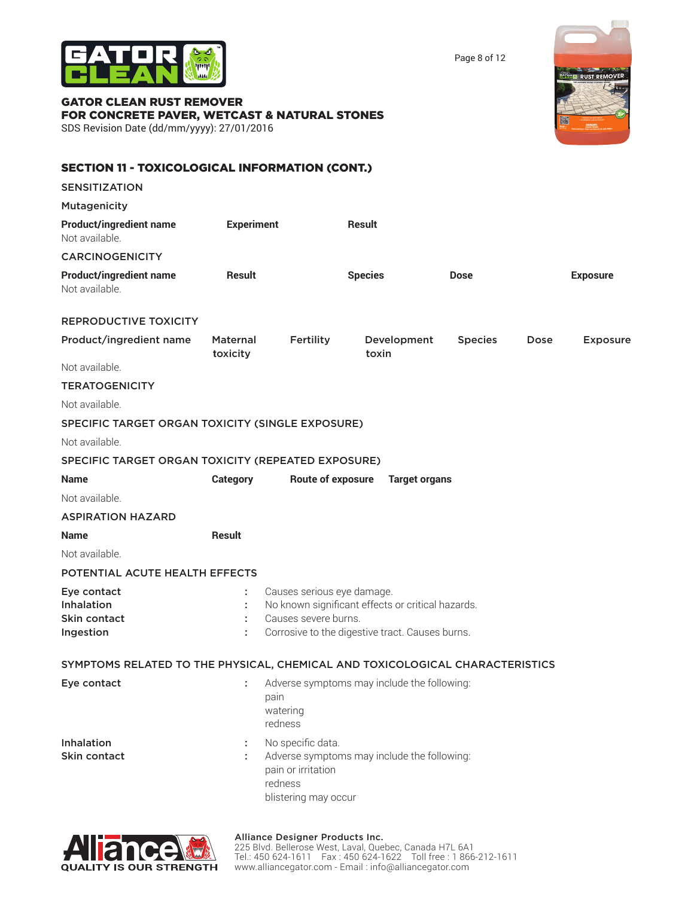## SECTION 11 - TOXICOLOGICAL INFORMATION (CONT.)

### SENSITIZATION

### Mutagenicity

| Product/ingredient name | Experiment | Result |
|---|---|---|
| Not available. | | |

### CARCINOGENICITY

| Product/ingredient name | Result | Species | Dose | Exposure |
|---|---|---|---|---|
| Not available. | | | | |

### REPRODUCTIVE TOXICITY

| Product/ingredient name | Maternal toxicity | Fertility | Development toxin | Species | Dose | Exposure |
|---|---|---|---|---|---|---|
| Not available. | | | | | | |

### TERATOGENICITY

Not available.

### SPECIFIC TARGET ORGAN TOXICITY (SINGLE EXPOSURE)

Not available.

### SPECIFIC TARGET ORGAN TOXICITY (REPEATED EXPOSURE)

| Name | Category | Route of exposure | Target organs |
|---|---|---|---|
| Not available. | | | |

### ASPIRATION HAZARD

| Name | Result |
|---|---|
| Not available. | |

### POTENTIAL ACUTE HEALTH EFFECTS

**Eye contact** : Causes serious eye damage.
**Inhalation** : No known significant effects or critical hazards.
**Skin contact** : Causes severe burns.
**Ingestion** : Corrosive to the digestive tract. Causes burns.

### SYMPTOMS RELATED TO THE PHYSICAL, CHEMICAL AND TOXICOLOGICAL CHARACTERISTICS

**Eye contact** : Adverse symptoms may include the following:
pain
watering
redness

**Inhalation** : No specific data.
**Skin contact** : Adverse symptoms may include the following:
pain or irritation
redness
blistering may occur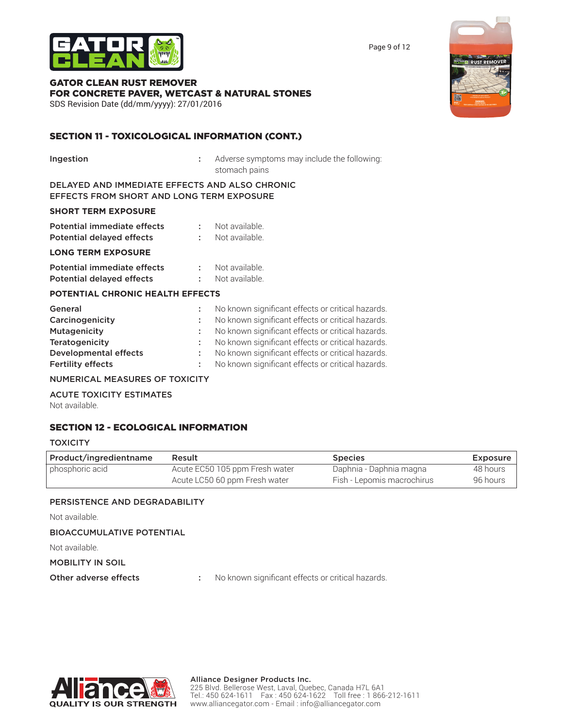## SECTION 11 - TOXICOLOGICAL INFORMATION (CONT.)

**Ingestion** : Adverse symptoms may include the following: stomach pains

DELAYED AND IMMEDIATE EFFECTS AND ALSO CHRONIC EFFECTS FROM SHORT AND LONG TERM EXPOSURE

**SHORT TERM EXPOSURE**

**Potential immediate effects** : Not available.
**Potential delayed effects** : Not available.

**LONG TERM EXPOSURE**

**Potential immediate effects** : Not available.
**Potential delayed effects** : Not available.

**POTENTIAL CHRONIC HEALTH EFFECTS**

**General** : No known significant effects or critical hazards.
**Carcinogenicity** : No known significant effects or critical hazards.
**Mutagenicity** : No known significant effects or critical hazards.
**Teratogenicity** : No known significant effects or critical hazards.
**Developmental effects** : No known significant effects or critical hazards.
**Fertility effects** : No known significant effects or critical hazards.

NUMERICAL MEASURES OF TOXICITY

ACUTE TOXICITY ESTIMATES

Not available.

## SECTION 12 - ECOLOGICAL INFORMATION

TOXICITY

| Product/ingredientname | Result | Species | Exposure |
|---|---|---|---|
| phosphoric acid | Acute EC50 105 ppm Fresh water | Daphnia - Daphnia magna | 48 hours |
| | Acute LC50 60 ppm Fresh water | Fish - Lepomis macrochirus | 96 hours |

PERSISTENCE AND DEGRADABILITY

Not available.

BIOACCUMULATIVE POTENTIAL

Not available.

MOBILITY IN SOIL

**Other adverse effects** : No known significant effects or critical hazards.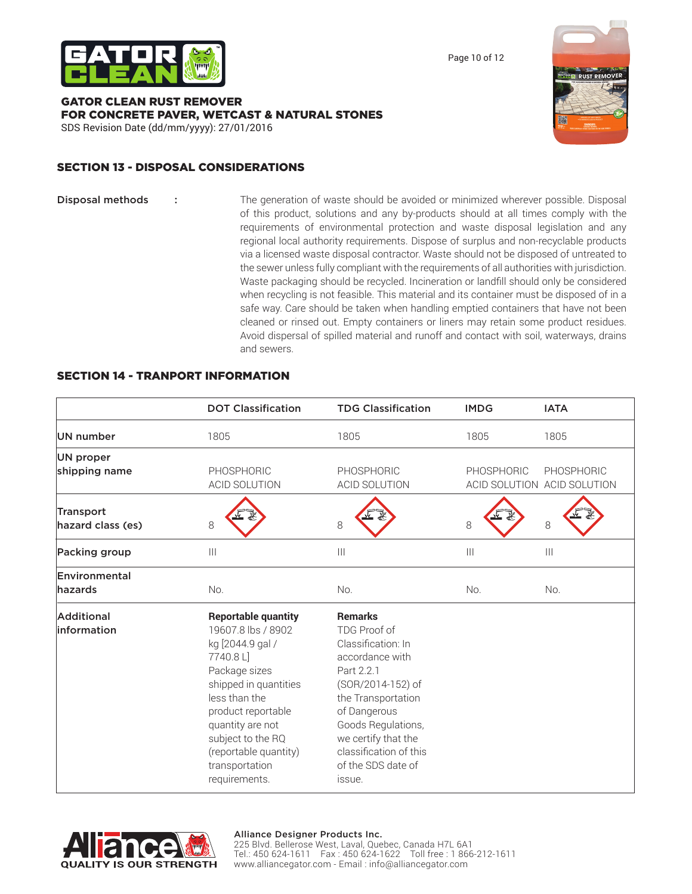## SECTION 13 - DISPOSAL CONSIDERATIONS

**Disposal methods** : The generation of waste should be avoided or minimized wherever possible. Disposal of this product, solutions and any by-products should at all times comply with the requirements of environmental protection and waste disposal legislation and any regional local authority requirements. Dispose of surplus and non-recyclable products via a licensed waste disposal contractor. Waste should not be disposed of untreated to the sewer unless fully compliant with the requirements of all authorities with jurisdiction. Waste packaging should be recycled. Incineration or landfill should only be considered when recycling is not feasible. This material and its container must be disposed of in a safe way. Care should be taken when handling emptied containers that have not been cleaned or rinsed out. Empty containers or liners may retain some product residues. Avoid dispersal of spilled material and runoff and contact with soil, waterways, drains and sewers.

## SECTION 14 - TRANPORT INFORMATION

| | DOT Classification | TDG Classification | IMDG | IATA |
|---|---|---|---|---|
| UN number | 1805 | 1805 | 1805 | 1805 |
| UN proper shipping name | PHOSPHORIC ACID SOLUTION | PHOSPHORIC ACID SOLUTION | PHOSPHORIC ACID SOLUTION | PHOSPHORIC ACID SOLUTION |
| Transport hazard class (es) | 8 | 8 | 8 | 8 |
| Packing group | III | III | III | III |
| Environmental hazards | No. | No. | No. | No. |
| Additional information | **Reportable quantity** 19607.8 lbs / 8902 kg [2044.9 gal / 7740.8 L] Package sizes shipped in quantities less than the product reportable quantity are not subject to the RQ (reportable quantity) transportation requirements. | **Remarks** TDG Proof of Classification: In accordance with Part 2.2.1 (SOR/2014-152) of the Transportation of Dangerous Goods Regulations, we certify that the classification of this of the SDS date of issue. | | |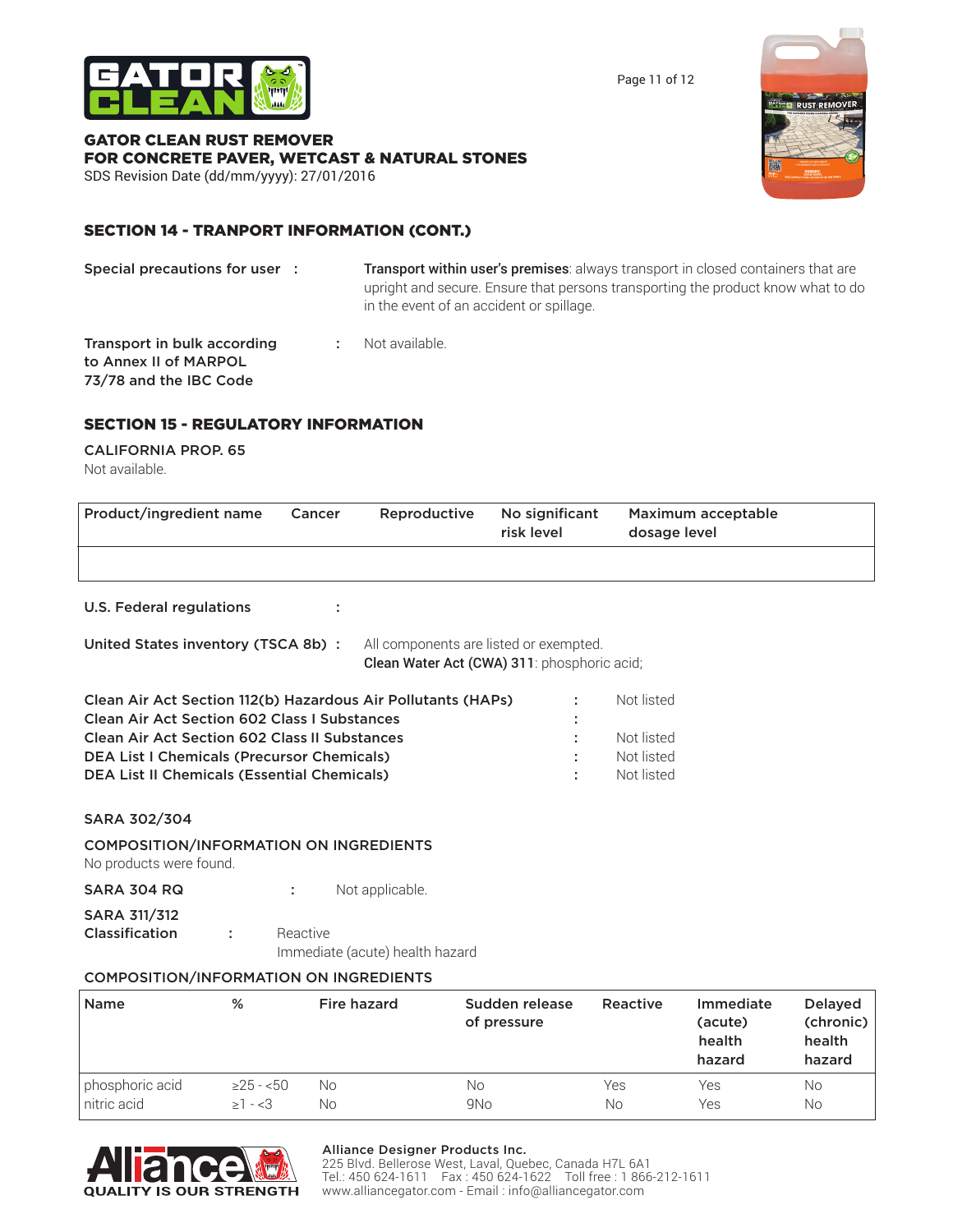## SECTION 14 - TRANPORT INFORMATION (CONT.)

**Special precautions for user :** **Transport within user's premises**: always transport in closed containers that are upright and secure. Ensure that persons transporting the product know what to do in the event of an accident or spillage.

**Transport in bulk according to Annex II of MARPOL 73/78 and the IBC Code :** Not available.

## SECTION 15 - REGULATORY INFORMATION

**CALIFORNIA PROP. 65**

Not available.

| Product/ingredient name | Cancer | Reproductive | No significant risk level | Maximum acceptable dosage level |
|---|---|---|---|---|
| | | | | |

**U.S. Federal regulations :**

**United States inventory (TSCA 8b) :** All components are listed or exempted.
**Clean Water Act (CWA) 311**: phosphoric acid;

**Clean Air Act Section 112(b) Hazardous Air Pollutants (HAPs) :** Not listed
**Clean Air Act Section 602 Class I Substances :**
**Clean Air Act Section 602 Class II Substances :** Not listed
**DEA List I Chemicals (Precursor Chemicals) :** Not listed
**DEA List II Chemicals (Essential Chemicals) :** Not listed

**SARA 302/304**

**COMPOSITION/INFORMATION ON INGREDIENTS**

No products were found.

**SARA 304 RQ :** Not applicable.

**SARA 311/312 Classification :** Reactive
Immediate (acute) health hazard

**COMPOSITION/INFORMATION ON INGREDIENTS**

| Name | % | Fire hazard | Sudden release of pressure | Reactive | Immediate (acute) health hazard | Delayed (chronic) health hazard |
|---|---|---|---|---|---|---|
| phosphoric acid | ≥25 - <50 | No | No | Yes | Yes | No |
| nitric acid | ≥1 - <3 | No | 9No | No | Yes | No |

**Alliance Designer Products Inc.**
225 Blvd. Bellerose West, Laval, Quebec, Canada H7L 6A1
Tel.: 450 624-1611 Fax : 450 624-1622 Toll free : 1 866-212-1611
www.alliancegator.com - Email : info@alliancegator.com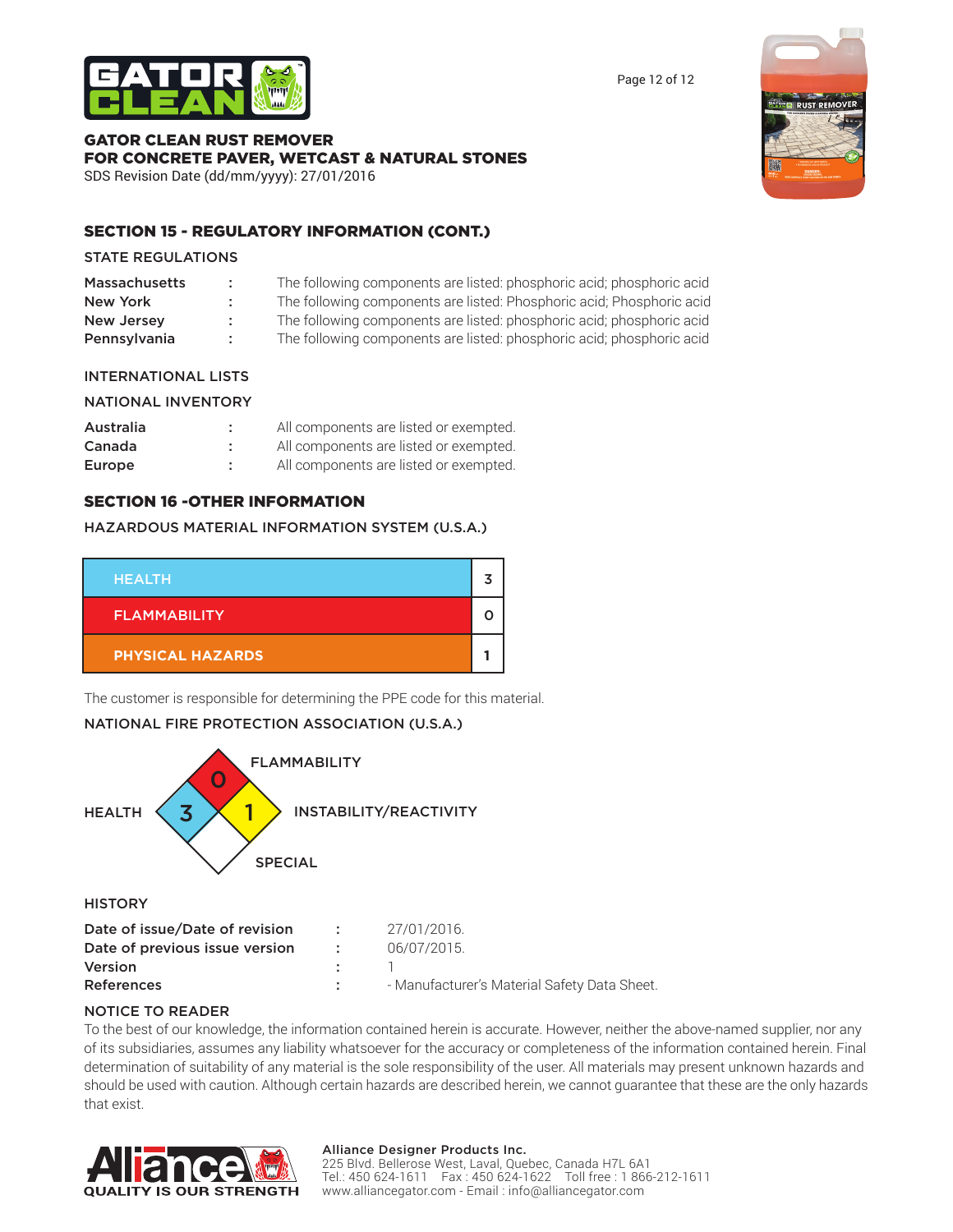GATOR CLEAN RUST REMOVER
FOR CONCRETE PAVER, WETCAST & NATURAL STONES
SDS Revision Date (dd/mm/yyyy): 27/01/2016

## SECTION 15 - REGULATORY INFORMATION (CONT.)

### STATE REGULATIONS

| | | |
|---|---|---|
| Massachusetts | : | The following components are listed: phosphoric acid; phosphoric acid |
| New York | : | The following components are listed: Phosphoric acid; Phosphoric acid |
| New Jersey | : | The following components are listed: phosphoric acid; phosphoric acid |
| Pennsylvania | : | The following components are listed: phosphoric acid; phosphoric acid |

### INTERNATIONAL LISTS

### NATIONAL INVENTORY

| | | |
|---|---|---|
| Australia | : | All components are listed or exempted. |
| Canada | : | All components are listed or exempted. |
| Europe | : | All components are listed or exempted. |

## SECTION 16 -OTHER INFORMATION

### HAZARDOUS MATERIAL INFORMATION SYSTEM (U.S.A.)

| | |
|---|---|
| HEALTH | 3 |
| FLAMMABILITY | 0 |
| PHYSICAL HAZARDS | 1 |

The customer is responsible for determining the PPE code for this material.

### NATIONAL FIRE PROTECTION ASSOCIATION (U.S.A.)

FLAMMABILITY 0
HEALTH 3
INSTABILITY/REACTIVITY 1
SPECIAL

### HISTORY

| | | |
|---|---|---|
| Date of issue/Date of revision | : | 27/01/2016. |
| Date of previous issue version | : | 06/07/2015. |
| Version | : | 1 |
| References | : | - Manufacturer's Material Safety Data Sheet. |

### NOTICE TO READER

To the best of our knowledge, the information contained herein is accurate. However, neither the above-named supplier, nor any of its subsidiaries, assumes any liability whatsoever for the accuracy or completeness of the information contained herein. Final determination of suitability of any material is the sole responsibility of the user. All materials may present unknown hazards and should be used with caution. Although certain hazards are described herein, we cannot guarantee that these are the only hazards that exist.

Alliance QUALITY IS OUR STRENGTH

**Alliance Designer Products Inc.**
225 Blvd. Bellerose West, Laval, Quebec, Canada H7L 6A1
Tel.: 450 624-1611 Fax : 450 624-1622 Toll free : 1 866-212-1611
www.alliancegator.com - Email : info@alliancegator.com